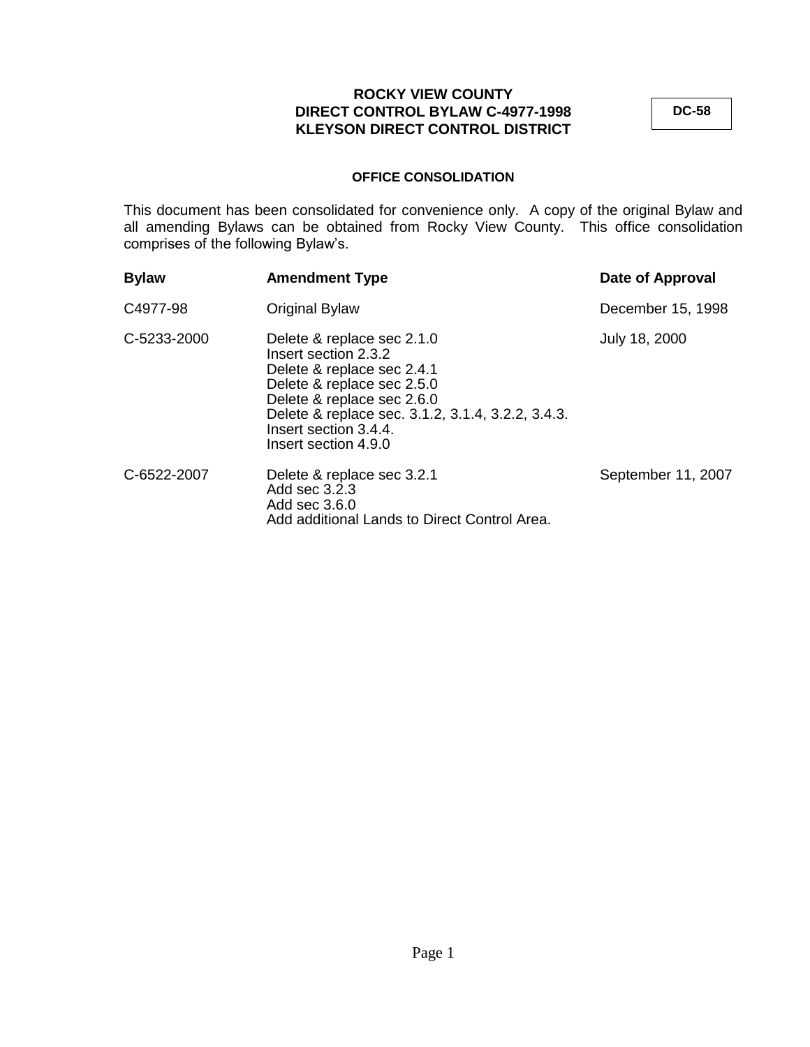# ROCKY VIEW COUNTY
# DIRECT CONTROL BYLAW C-4977-1998
# KLEYSON DIRECT CONTROL DISTRICT

**DC-58**

**OFFICE CONSOLIDATION**

This document has been consolidated for convenience only. A copy of the original Bylaw and all amending Bylaws can be obtained from Rocky View County. This office consolidation comprises of the following Bylaw's.

| **Bylaw** | **Amendment Type** | **Date of Approval** |
| --- | --- | --- |
| C4977-98 | Original Bylaw | December 15, 1998 |
| C-5233-2000 | Delete & replace sec 2.1.0<br>Insert section 2.3.2<br>Delete & replace sec 2.4.1<br>Delete & replace sec 2.5.0<br>Delete & replace sec 2.6.0<br>Delete & replace sec. 3.1.2, 3.1.4, 3.2.2, 3.4.3.<br>Insert section 3.4.4.<br>Insert section 4.9.0 | July 18, 2000 |
| C-6522-2007 | Delete & replace sec 3.2.1<br>Add sec 3.2.3<br>Add sec 3.6.0<br>Add additional Lands to Direct Control Area. | September 11, 2007 |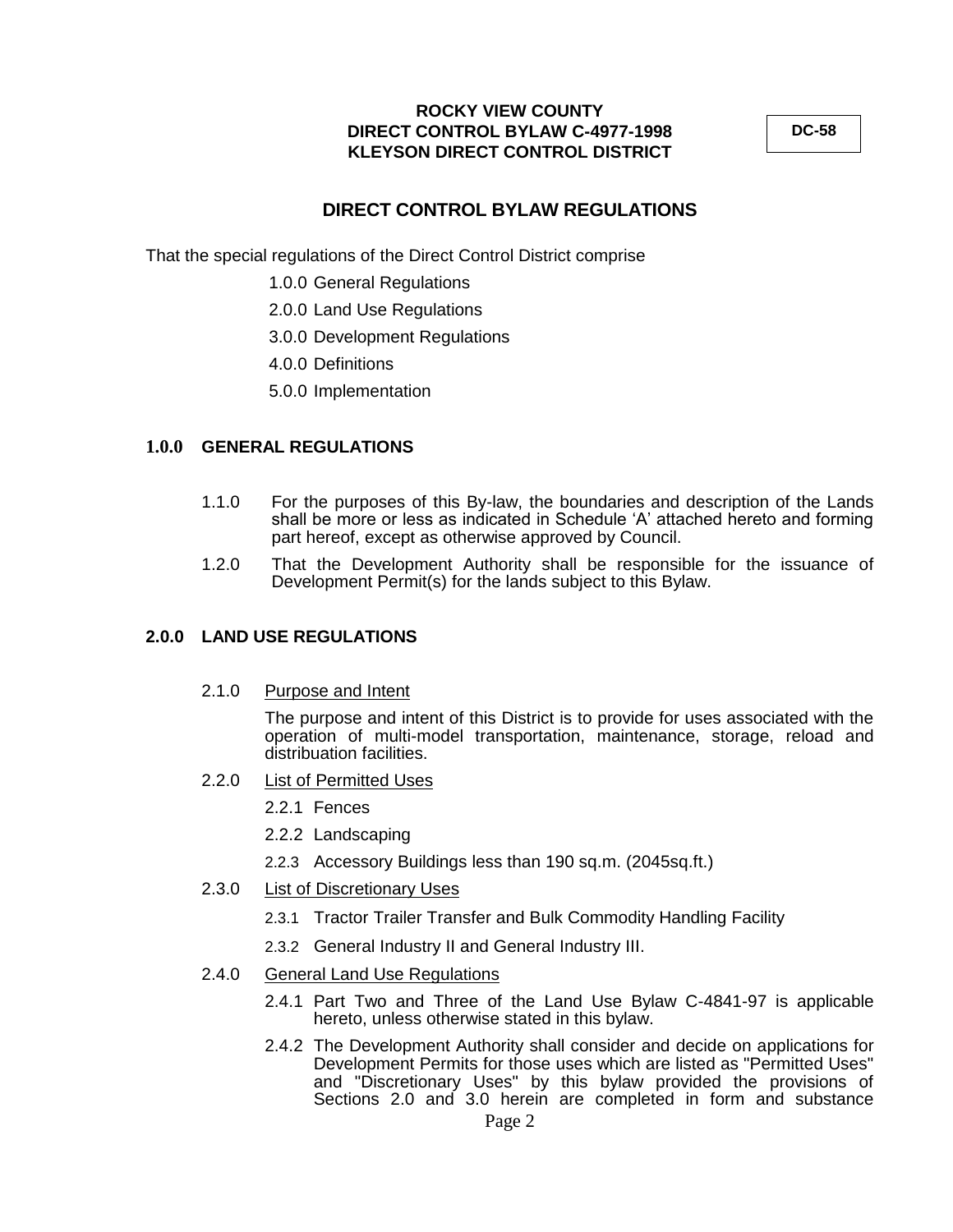**ROCKY VIEW COUNTY**
**DIRECT CONTROL BYLAW C-4977-1998**
**KLEYSON DIRECT CONTROL DISTRICT**

**DC-58**

## DIRECT CONTROL BYLAW REGULATIONS

That the special regulations of the Direct Control District comprise

- 1.0.0 General Regulations
- 2.0.0 Land Use Regulations
- 3.0.0 Development Regulations
- 4.0.0 Definitions
- 5.0.0 Implementation

### 1.0.0 GENERAL REGULATIONS

1.1.0 For the purposes of this By-law, the boundaries and description of the Lands shall be more or less as indicated in Schedule 'A' attached hereto and forming part hereof, except as otherwise approved by Council.

1.2.0 That the Development Authority shall be responsible for the issuance of Development Permit(s) for the lands subject to this Bylaw.

### 2.0.0 LAND USE REGULATIONS

2.1.0 Purpose and Intent

The purpose and intent of this District is to provide for uses associated with the operation of multi-model transportation, maintenance, storage, reload and distribuation facilities.

2.2.0 List of Permitted Uses

- 2.2.1 Fences
- 2.2.2 Landscaping
- 2.2.3 Accessory Buildings less than 190 sq.m. (2045sq.ft.)

2.3.0 List of Discretionary Uses

- 2.3.1 Tractor Trailer Transfer and Bulk Commodity Handling Facility
- 2.3.2 General Industry II and General Industry III.

2.4.0 General Land Use Regulations

2.4.1 Part Two and Three of the Land Use Bylaw C-4841-97 is applicable hereto, unless otherwise stated in this bylaw.

2.4.2 The Development Authority shall consider and decide on applications for Development Permits for those uses which are listed as "Permitted Uses" and "Discretionary Uses" by this bylaw provided the provisions of Sections 2.0 and 3.0 herein are completed in form and substance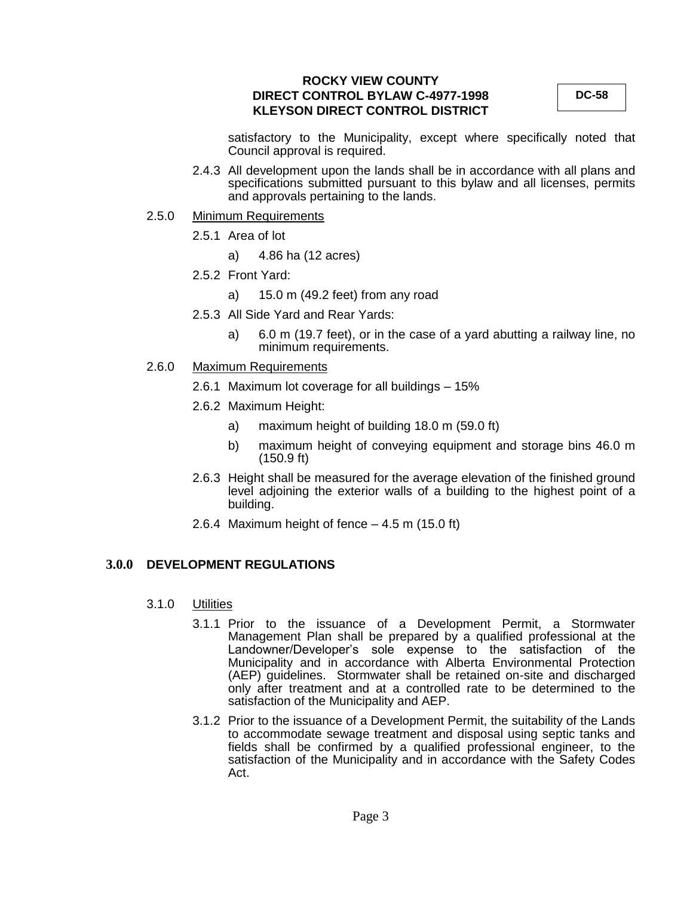satisfactory to the Municipality, except where specifically noted that Council approval is required.

2.4.3 All development upon the lands shall be in accordance with all plans and specifications submitted pursuant to this bylaw and all licenses, permits and approvals pertaining to the lands.

2.5.0 Minimum Requirements

2.5.1 Area of lot

a) 4.86 ha (12 acres)

2.5.2 Front Yard:

a) 15.0 m (49.2 feet) from any road

2.5.3 All Side Yard and Rear Yards:

a) 6.0 m (19.7 feet), or in the case of a yard abutting a railway line, no minimum requirements.

2.6.0 Maximum Requirements

2.6.1 Maximum lot coverage for all buildings – 15%

2.6.2 Maximum Height:

a) maximum height of building 18.0 m (59.0 ft)

b) maximum height of conveying equipment and storage bins 46.0 m (150.9 ft)

2.6.3 Height shall be measured for the average elevation of the finished ground level adjoining the exterior walls of a building to the highest point of a building.

2.6.4 Maximum height of fence – 4.5 m (15.0 ft)

## 3.0.0 DEVELOPMENT REGULATIONS

3.1.0 Utilities

3.1.1 Prior to the issuance of a Development Permit, a Stormwater Management Plan shall be prepared by a qualified professional at the Landowner/Developer's sole expense to the satisfaction of the Municipality and in accordance with Alberta Environmental Protection (AEP) guidelines. Stormwater shall be retained on-site and discharged only after treatment and at a controlled rate to be determined to the satisfaction of the Municipality and AEP.

3.1.2 Prior to the issuance of a Development Permit, the suitability of the Lands to accommodate sewage treatment and disposal using septic tanks and fields shall be confirmed by a qualified professional engineer, to the satisfaction of the Municipality and in accordance with the Safety Codes Act.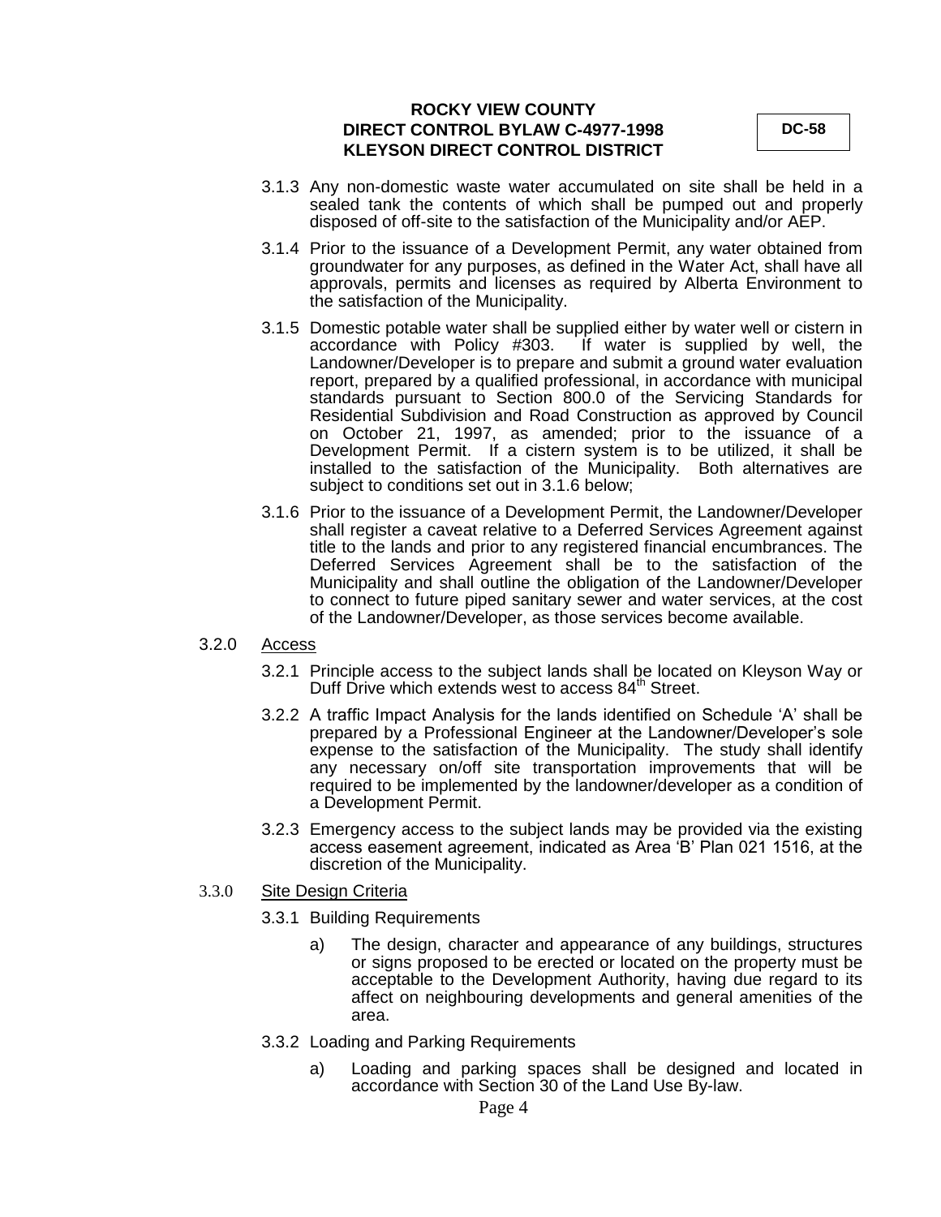3.1.3 Any non-domestic waste water accumulated on site shall be held in a sealed tank the contents of which shall be pumped out and properly disposed of off-site to the satisfaction of the Municipality and/or AEP.

3.1.4 Prior to the issuance of a Development Permit, any water obtained from groundwater for any purposes, as defined in the Water Act, shall have all approvals, permits and licenses as required by Alberta Environment to the satisfaction of the Municipality.

3.1.5 Domestic potable water shall be supplied either by water well or cistern in accordance with Policy #303. If water is supplied by well, the Landowner/Developer is to prepare and submit a ground water evaluation report, prepared by a qualified professional, in accordance with municipal standards pursuant to Section 800.0 of the Servicing Standards for Residential Subdivision and Road Construction as approved by Council on October 21, 1997, as amended; prior to the issuance of a Development Permit. If a cistern system is to be utilized, it shall be installed to the satisfaction of the Municipality. Both alternatives are subject to conditions set out in 3.1.6 below;

3.1.6 Prior to the issuance of a Development Permit, the Landowner/Developer shall register a caveat relative to a Deferred Services Agreement against title to the lands and prior to any registered financial encumbrances. The Deferred Services Agreement shall be to the satisfaction of the Municipality and shall outline the obligation of the Landowner/Developer to connect to future piped sanitary sewer and water services, at the cost of the Landowner/Developer, as those services become available.

3.2.0 Access

3.2.1 Principle access to the subject lands shall be located on Kleyson Way or Duff Drive which extends west to access 84th Street.

3.2.2 A traffic Impact Analysis for the lands identified on Schedule 'A' shall be prepared by a Professional Engineer at the Landowner/Developer's sole expense to the satisfaction of the Municipality. The study shall identify any necessary on/off site transportation improvements that will be required to be implemented by the landowner/developer as a condition of a Development Permit.

3.2.3 Emergency access to the subject lands may be provided via the existing access easement agreement, indicated as Area 'B' Plan 021 1516, at the discretion of the Municipality.

3.3.0 Site Design Criteria

3.3.1 Building Requirements

a) The design, character and appearance of any buildings, structures or signs proposed to be erected or located on the property must be acceptable to the Development Authority, having due regard to its affect on neighbouring developments and general amenities of the area.

3.3.2 Loading and Parking Requirements

a) Loading and parking spaces shall be designed and located in accordance with Section 30 of the Land Use By-law.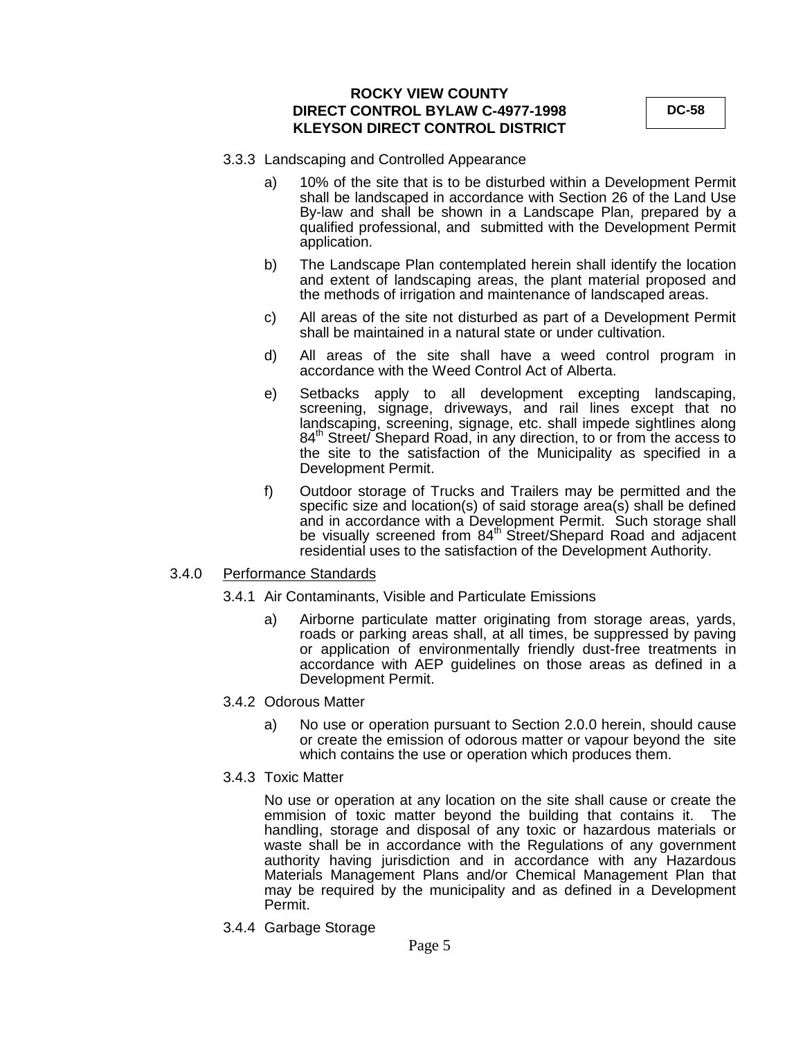3.3.3 Landscaping and Controlled Appearance

a) 10% of the site that is to be disturbed within a Development Permit shall be landscaped in accordance with Section 26 of the Land Use By-law and shall be shown in a Landscape Plan, prepared by a qualified professional, and submitted with the Development Permit application.

b) The Landscape Plan contemplated herein shall identify the location and extent of landscaping areas, the plant material proposed and the methods of irrigation and maintenance of landscaped areas.

c) All areas of the site not disturbed as part of a Development Permit shall be maintained in a natural state or under cultivation.

d) All areas of the site shall have a weed control program in accordance with the Weed Control Act of Alberta.

e) Setbacks apply to all development excepting landscaping, screening, signage, driveways, and rail lines except that no landscaping, screening, signage, etc. shall impede sightlines along 84th Street/ Shepard Road, in any direction, to or from the access to the site to the satisfaction of the Municipality as specified in a Development Permit.

f) Outdoor storage of Trucks and Trailers may be permitted and the specific size and location(s) of said storage area(s) shall be defined and in accordance with a Development Permit. Such storage shall be visually screened from 84th Street/Shepard Road and adjacent residential uses to the satisfaction of the Development Authority.

3.4.0 <u>Performance Standards</u>

3.4.1 Air Contaminants, Visible and Particulate Emissions

a) Airborne particulate matter originating from storage areas, yards, roads or parking areas shall, at all times, be suppressed by paving or application of environmentally friendly dust-free treatments in accordance with AEP guidelines on those areas as defined in a Development Permit.

3.4.2 Odorous Matter

a) No use or operation pursuant to Section 2.0.0 herein, should cause or create the emission of odorous matter or vapour beyond the site which contains the use or operation which produces them.

3.4.3 Toxic Matter

No use or operation at any location on the site shall cause or create the emmision of toxic matter beyond the building that contains it. The handling, storage and disposal of any toxic or hazardous materials or waste shall be in accordance with the Regulations of any government authority having jurisdiction and in accordance with any Hazardous Materials Management Plans and/or Chemical Management Plan that may be required by the municipality and as defined in a Development Permit.

3.4.4 Garbage Storage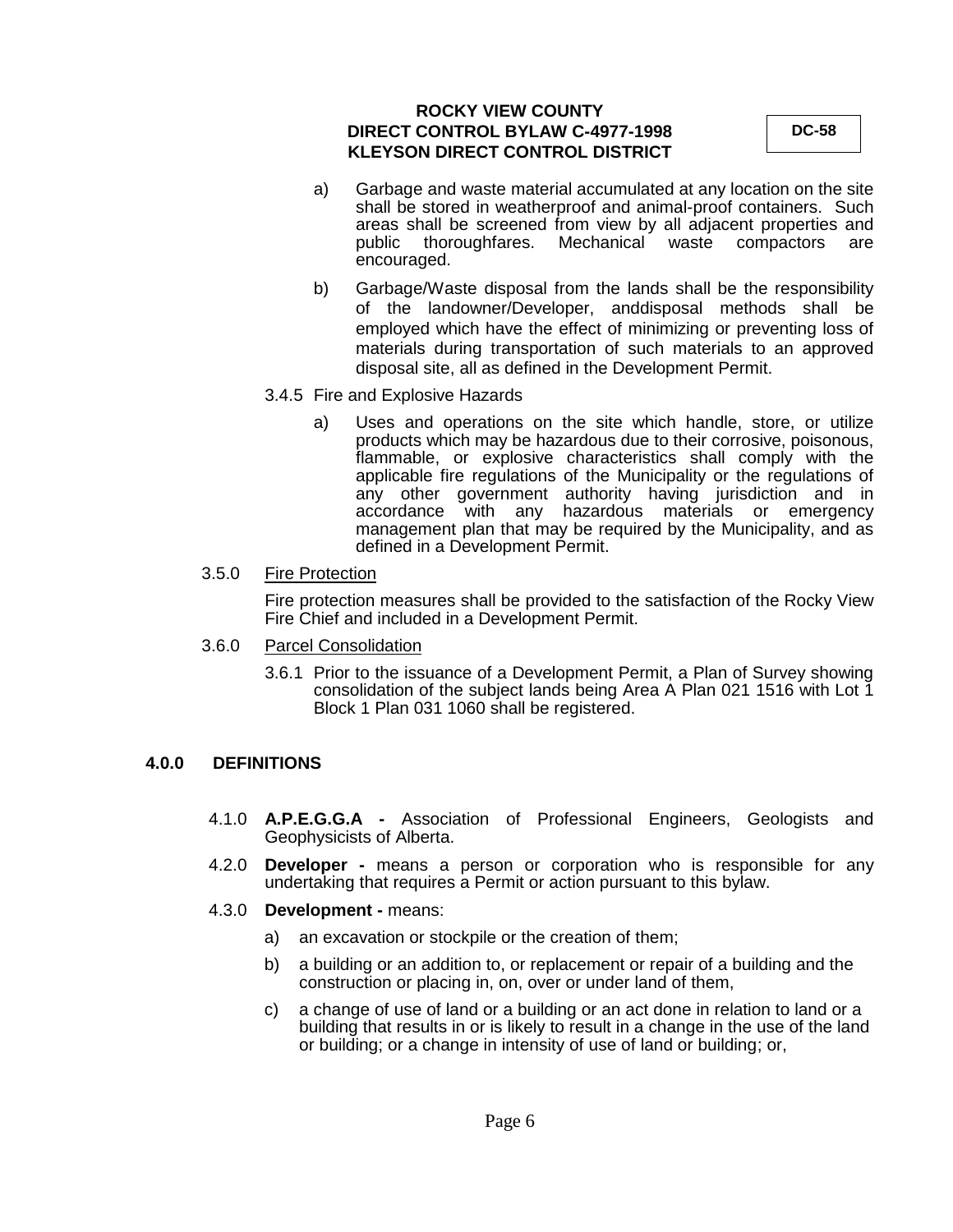a) Garbage and waste material accumulated at any location on the site shall be stored in weatherproof and animal-proof containers. Such areas shall be screened from view by all adjacent properties and public thoroughfares. Mechanical waste compactors are encouraged.

b) Garbage/Waste disposal from the lands shall be the responsibility of the landowner/Developer, anddisposal methods shall be employed which have the effect of minimizing or preventing loss of materials during transportation of such materials to an approved disposal site, all as defined in the Development Permit.

3.4.5 Fire and Explosive Hazards

a) Uses and operations on the site which handle, store, or utilize products which may be hazardous due to their corrosive, poisonous, flammable, or explosive characteristics shall comply with the applicable fire regulations of the Municipality or the regulations of any other government authority having jurisdiction and in accordance with any hazardous materials or emergency management plan that may be required by the Municipality, and as defined in a Development Permit.

3.5.0 Fire Protection

Fire protection measures shall be provided to the satisfaction of the Rocky View Fire Chief and included in a Development Permit.

3.6.0 Parcel Consolidation

3.6.1 Prior to the issuance of a Development Permit, a Plan of Survey showing consolidation of the subject lands being Area A Plan 021 1516 with Lot 1 Block 1 Plan 031 1060 shall be registered.

## 4.0.0 DEFINITIONS

4.1.0 **A.P.E.G.G.A -** Association of Professional Engineers, Geologists and Geophysicists of Alberta.

4.2.0 **Developer -** means a person or corporation who is responsible for any undertaking that requires a Permit or action pursuant to this bylaw.

4.3.0 **Development -** means:

a) an excavation or stockpile or the creation of them;

b) a building or an addition to, or replacement or repair of a building and the construction or placing in, on, over or under land of them,

c) a change of use of land or a building or an act done in relation to land or a building that results in or is likely to result in a change in the use of the land or building; or a change in intensity of use of land or building; or,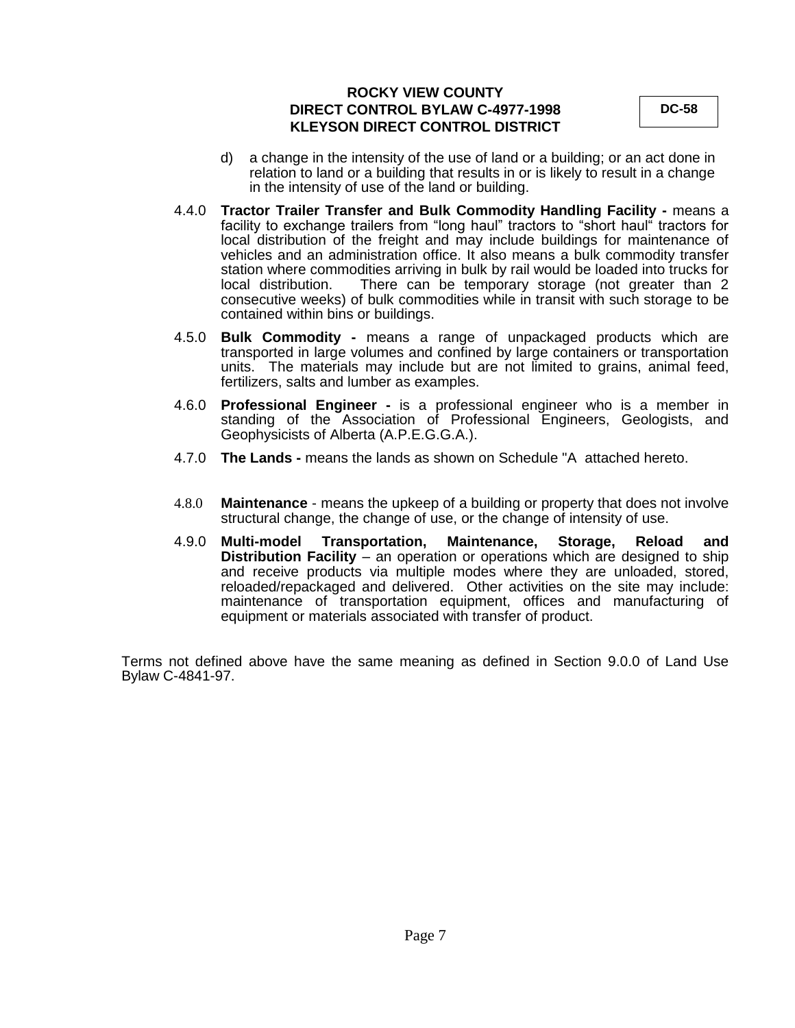d) a change in the intensity of the use of land or a building; or an act done in relation to land or a building that results in or is likely to result in a change in the intensity of use of the land or building.

4.4.0 **Tractor Trailer Transfer and Bulk Commodity Handling Facility -** means a facility to exchange trailers from "long haul" tractors to "short haul" tractors for local distribution of the freight and may include buildings for maintenance of vehicles and an administration office. It also means a bulk commodity transfer station where commodities arriving in bulk by rail would be loaded into trucks for local distribution. There can be temporary storage (not greater than 2 consecutive weeks) of bulk commodities while in transit with such storage to be contained within bins or buildings.

4.5.0 **Bulk Commodity -** means a range of unpackaged products which are transported in large volumes and confined by large containers or transportation units. The materials may include but are not limited to grains, animal feed, fertilizers, salts and lumber as examples.

4.6.0 **Professional Engineer -** is a professional engineer who is a member in standing of the Association of Professional Engineers, Geologists, and Geophysicists of Alberta (A.P.E.G.G.A.).

4.7.0 **The Lands -** means the lands as shown on Schedule "A attached hereto.

4.8.0 **Maintenance** - means the upkeep of a building or property that does not involve structural change, the change of use, or the change of intensity of use.

4.9.0 **Multi-model Transportation, Maintenance, Storage, Reload and Distribution Facility** – an operation or operations which are designed to ship and receive products via multiple modes where they are unloaded, stored, reloaded/repackaged and delivered. Other activities on the site may include: maintenance of transportation equipment, offices and manufacturing of equipment or materials associated with transfer of product.

Terms not defined above have the same meaning as defined in Section 9.0.0 of Land Use Bylaw C-4841-97.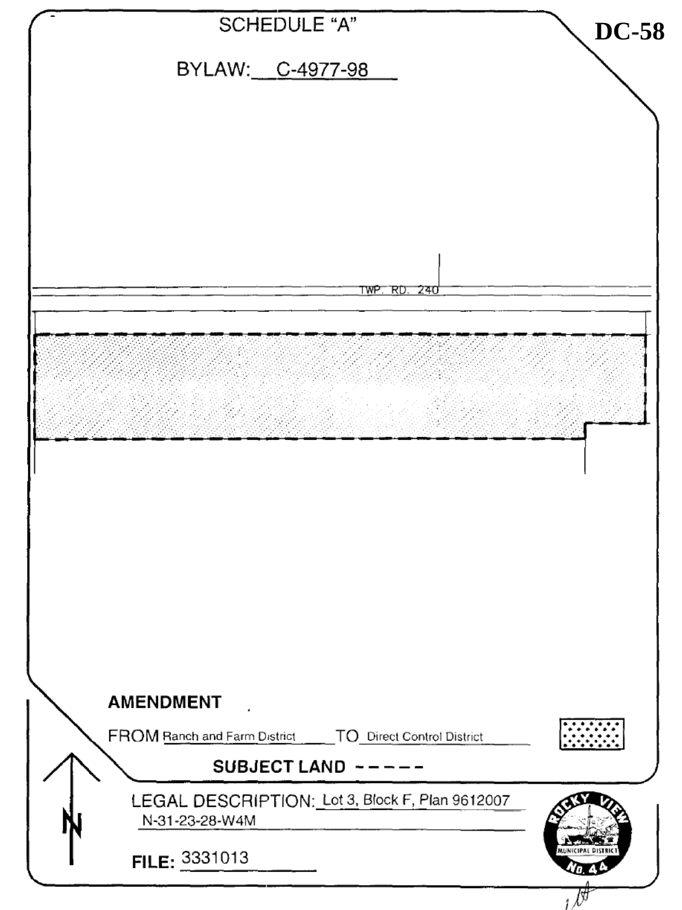DC-58

SCHEDULE "A"

BYLAW: C-4977-98

TWP. RD. 240

**AMENDMENT**

FROM Ranch and Farm District TO Direct Control District

**SUBJECT LAND - - - - -**

LEGAL DESCRIPTION: Lot 3, Block F, Plan 9612007
N-31-23-28-W4M

**FILE:** 3331013

ROCKY VIEW MUNICIPAL DISTRICT No. 44